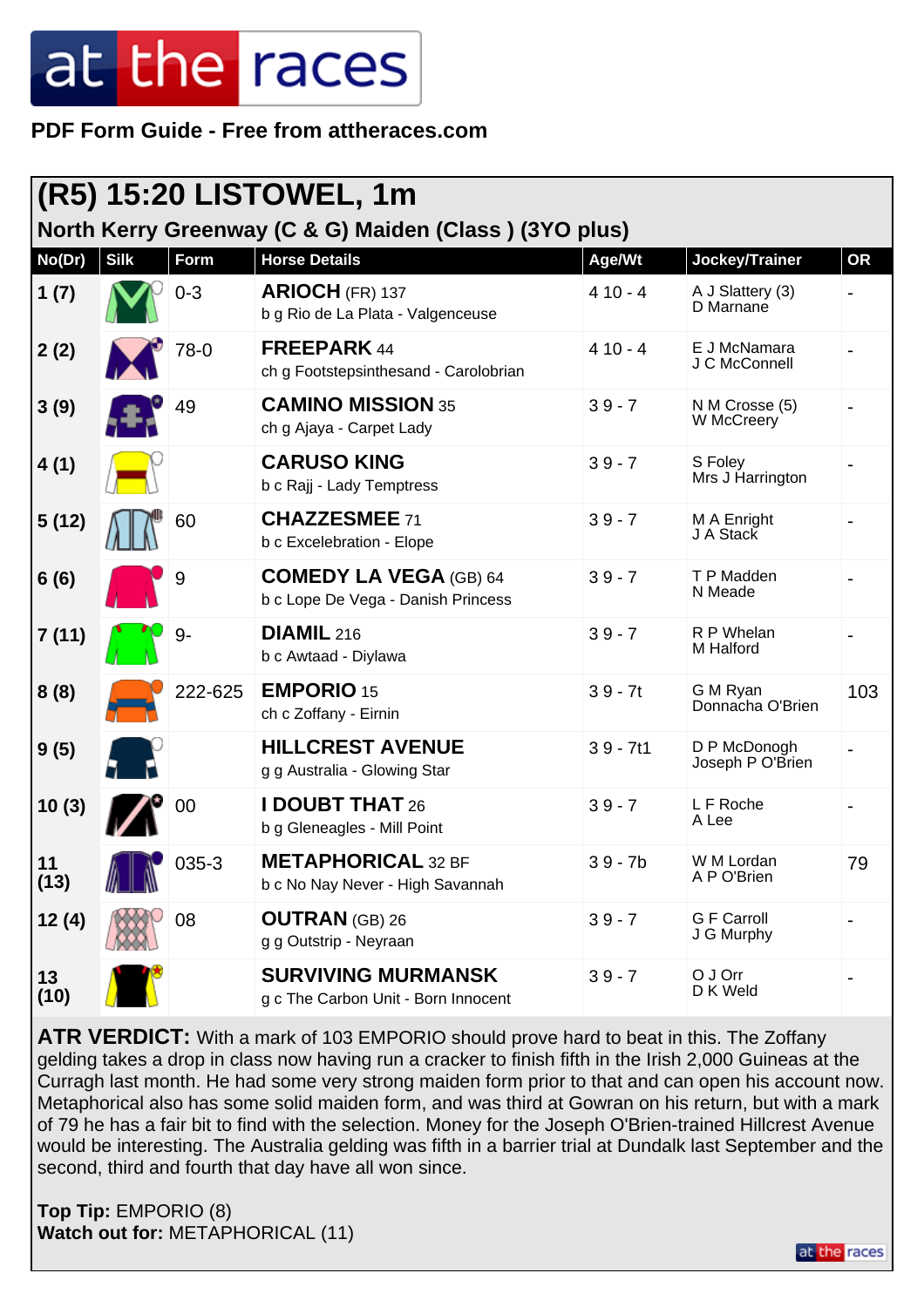PDF Form Guide - Free from attheraces.com

## (R5) 15:20 LISTOWEL, 1m

### North Kerry Greenway (C & G) Maiden (Class ) (3YO plus)

| No(Dr) | Silk | Form | Horse Details | Age/Wt | Jockey/Trainer | OR |
|---|---|---|---|---|---|---|
| 1 (7) | | 0-3 | **ARIOCH** (FR) 137<br>b g Rio de La Plata - Valgenceuse | 4 10 - 4 | A J Slattery (3)<br>D Marnane | - |
| 2 (2) | | 78-0 | **FREEPARK** 44<br>ch g Footstepsinthesand - Carolobrian | 4 10 - 4 | E J McNamara<br>J C McConnell | - |
| 3 (9) | | 49 | **CAMINO MISSION** 35<br>ch g Ajaya - Carpet Lady | 3 9 - 7 | N M Crosse (5)<br>W McCreery | - |
| 4 (1) | | | **CARUSO KING**<br>b c Rajj - Lady Temptress | 3 9 - 7 | S Foley<br>Mrs J Harrington | - |
| 5 (12) | | 60 | **CHAZZESMEE** 71<br>b c Excelebration - Elope | 3 9 - 7 | M A Enright<br>J A Stack | - |
| 6 (6) | | 9 | **COMEDY LA VEGA** (GB) 64<br>b c Lope De Vega - Danish Princess | 3 9 - 7 | T P Madden<br>N Meade | - |
| 7 (11) | | 9- | **DIAMIL** 216<br>b c Awtaad - Diylawa | 3 9 - 7 | R P Whelan<br>M Halford | - |
| 8 (8) | | 222-625 | **EMPORIO** 15<br>ch c Zoffany - Eirnin | 3 9 - 7t | G M Ryan<br>Donnacha O'Brien | 103 |
| 9 (5) | | | **HILLCREST AVENUE**<br>g g Australia - Glowing Star | 3 9 - 7t1 | D P McDonogh<br>Joseph P O'Brien | - |
| 10 (3) | | 00 | **I DOUBT THAT** 26<br>b g Gleneagles - Mill Point | 3 9 - 7 | L F Roche<br>A Lee | - |
| 11 (13) | | 035-3 | **METAPHORICAL** 32 BF<br>b c No Nay Never - High Savannah | 3 9 - 7b | W M Lordan<br>A P O'Brien | 79 |
| 12 (4) | | 08 | **OUTRAN** (GB) 26<br>g g Outstrip - Neyraan | 3 9 - 7 | G F Carroll<br>J G Murphy | - |
| 13 (10) | | | **SURVIVING MURMANSK**<br>g c The Carbon Unit - Born Innocent | 3 9 - 7 | O J Orr<br>D K Weld | - |

**ATR VERDICT:** With a mark of 103 EMPORIO should prove hard to beat in this. The Zoffany gelding takes a drop in class now having run a cracker to finish fifth in the Irish 2,000 Guineas at the Curragh last month. He had some very strong maiden form prior to that and can open his account now. Metaphorical also has some solid maiden form, and was third at Gowran on his return, but with a mark of 79 he has a fair bit to find with the selection. Money for the Joseph O'Brien-trained Hillcrest Avenue would be interesting. The Australia gelding was fifth in a barrier trial at Dundalk last September and the second, third and fourth that day have all won since.

**Top Tip:** EMPORIO (8)
**Watch out for:** METAPHORICAL (11)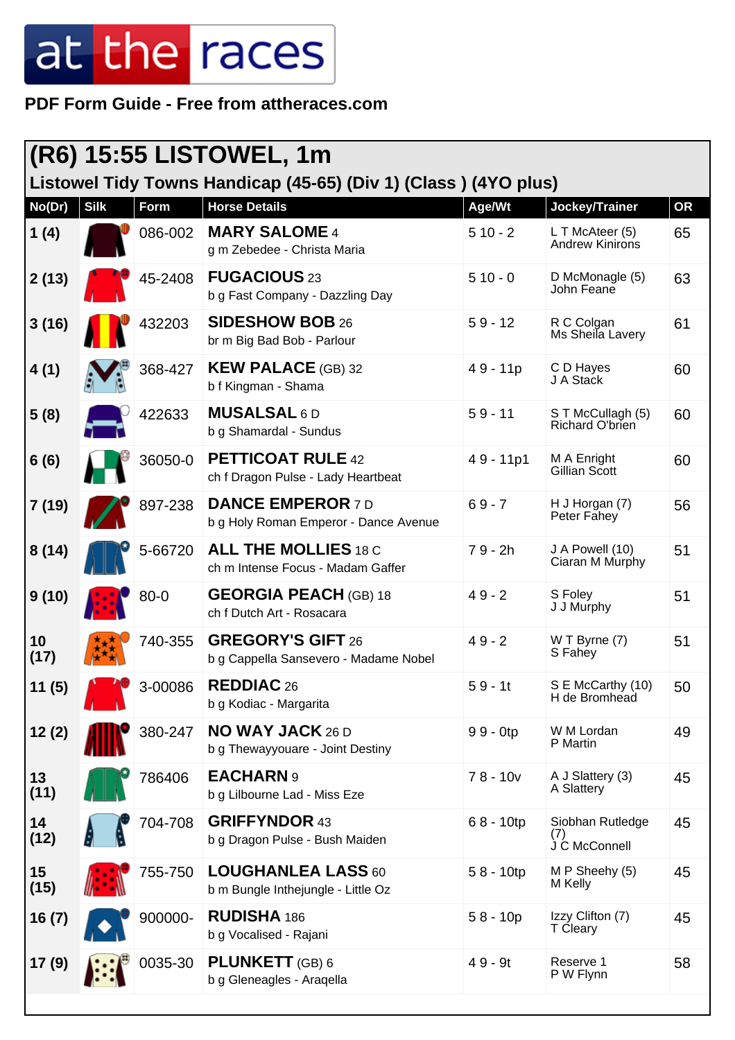# at the races

**PDF Form Guide - Free from attheraces.com**

## (R6) 15:55 LISTOWEL, 1m

### Listowel Tidy Towns Handicap (45-65) (Div 1) (Class ) (4YO plus)

| No(Dr) | Silk | Form | Horse Details | Age/Wt | Jockey/Trainer | OR |
|---|---|---|---|---|---|---|
| 1 (4) | | 086-002 | **MARY SALOME** 4<br>g m Zebedee - Christa Maria | 5 10 - 2 | L T McAteer (5)<br>Andrew Kinirons | 65 |
| 2 (13) | | 45-2408 | **FUGACIOUS** 23<br>b g Fast Company - Dazzling Day | 5 10 - 0 | D McMonagle (5)<br>John Feane | 63 |
| 3 (16) | | 432203 | **SIDESHOW BOB** 26<br>br m Big Bad Bob - Parlour | 5 9 - 12 | R C Colgan<br>Ms Sheila Lavery | 61 |
| 4 (1) | | 368-427 | **KEW PALACE** (GB) 32<br>b f Kingman - Shama | 4 9 - 11p | C D Hayes<br>J A Stack | 60 |
| 5 (8) | | 422633 | **MUSALSAL** 6 D<br>b g Shamardal - Sundus | 5 9 - 11 | S T McCullagh (5)<br>Richard O'brien | 60 |
| 6 (6) | | 36050-0 | **PETTICOAT RULE** 42<br>ch f Dragon Pulse - Lady Heartbeat | 4 9 - 11p1 | M A Enright<br>Gillian Scott | 60 |
| 7 (19) | | 897-238 | **DANCE EMPEROR** 7 D<br>b g Holy Roman Emperor - Dance Avenue | 6 9 - 7 | H J Horgan (7)<br>Peter Fahey | 56 |
| 8 (14) | | 5-66720 | **ALL THE MOLLIES** 18 C<br>ch m Intense Focus - Madam Gaffer | 7 9 - 2h | J A Powell (10)<br>Ciaran M Murphy | 51 |
| 9 (10) | | 80-0 | **GEORGIA PEACH** (GB) 18<br>ch f Dutch Art - Rosacara | 4 9 - 2 | S Foley<br>J J Murphy | 51 |
| 10 (17) | | 740-355 | **GREGORY'S GIFT** 26<br>b g Cappella Sansevero - Madame Nobel | 4 9 - 2 | W T Byrne (7)<br>S Fahey | 51 |
| 11 (5) | | 3-00086 | **REDDIAC** 26<br>b g Kodiac - Margarita | 5 9 - 1t | S E McCarthy (10)<br>H de Bromhead | 50 |
| 12 (2) | | 380-247 | **NO WAY JACK** 26 D<br>b g Thewayyouare - Joint Destiny | 9 9 - 0tp | W M Lordan<br>P Martin | 49 |
| 13 (11) | | 786406 | **EACHARN** 9<br>b g Lilbourne Lad - Miss Eze | 7 8 - 10v | A J Slattery (3)<br>A Slattery | 45 |
| 14 (12) | | 704-708 | **GRIFFYNDOR** 43<br>b g Dragon Pulse - Bush Maiden | 6 8 - 10tp | Siobhan Rutledge (7)<br>J C McConnell | 45 |
| 15 (15) | | 755-750 | **LOUGHANLEA LASS** 60<br>b m Bungle Inthejungle - Little Oz | 5 8 - 10tp | M P Sheehy (5)<br>M Kelly | 45 |
| 16 (7) | | 900000- | **RUDISHA** 186<br>b g Vocalised - Rajani | 5 8 - 10p | Izzy Clifton (7)<br>T Cleary | 45 |
| 17 (9) | | 0035-30 | **PLUNKETT** (GB) 6<br>b g Gleneagles - Araqella | 4 9 - 9t | Reserve 1<br>P W Flynn | 58 |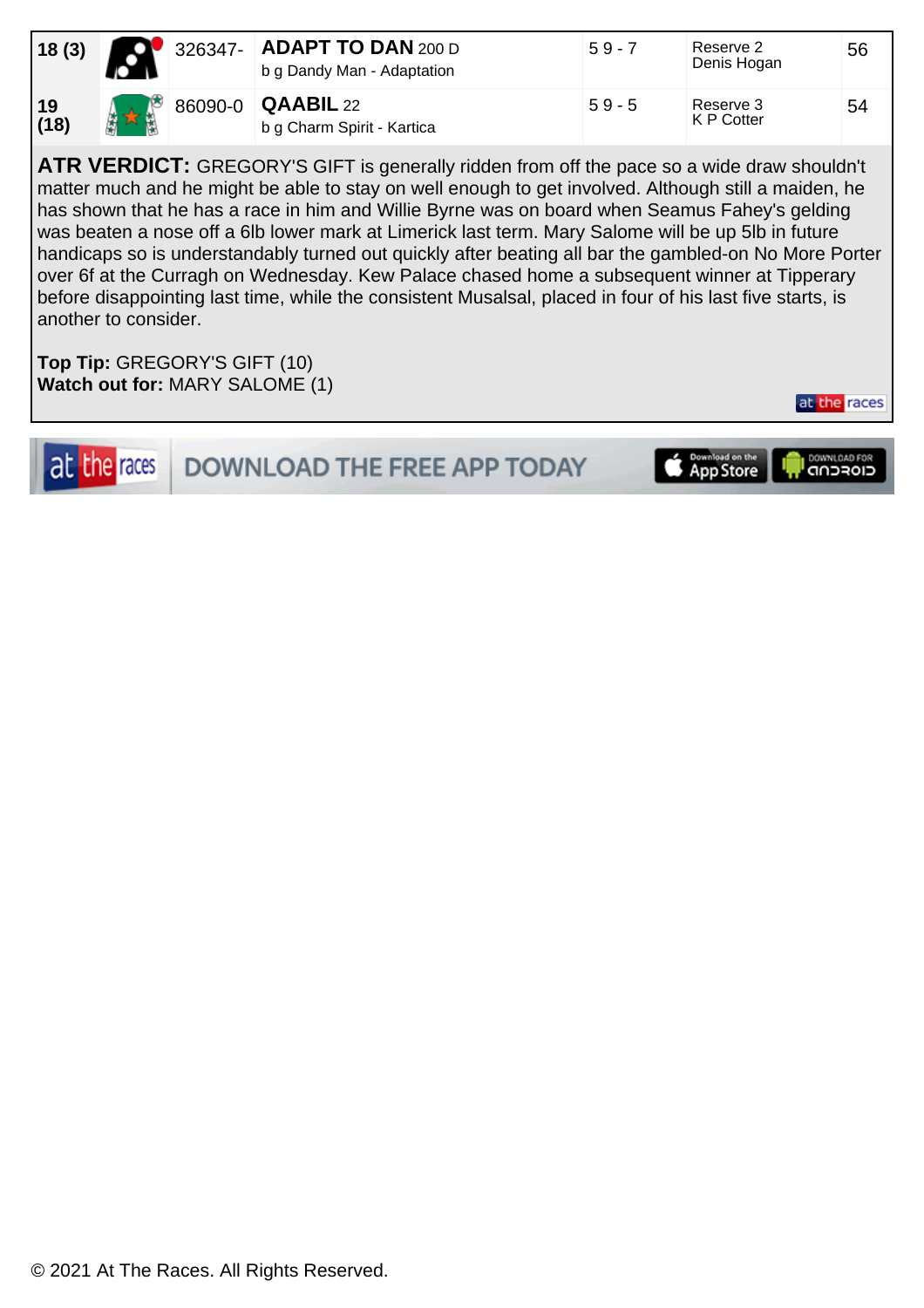| 18 (3) | | 326347- | **ADAPT TO DAN** 200 D<br>b g Dandy Man - Adaptation | 5 9 - 7 | Reserve 2<br>Denis Hogan | 56 |
|---|---|---|---|---|---|---|
| 19 (18) | | 86090-0 | **QAABIL** 22<br>b g Charm Spirit - Kartica | 5 9 - 5 | Reserve 3<br>K P Cotter | 54 |

**ATR VERDICT:** GREGORY'S GIFT is generally ridden from off the pace so a wide draw shouldn't matter much and he might be able to stay on well enough to get involved. Although still a maiden, he has shown that he has a race in him and Willie Byrne was on board when Seamus Fahey's gelding was beaten a nose off a 6lb lower mark at Limerick last term. Mary Salome will be up 5lb in future handicaps so is understandably turned out quickly after beating all bar the gambled-on No More Porter over 6f at the Curragh on Wednesday. Kew Palace chased home a subsequent winner at Tipperary before disappointing last time, while the consistent Musalsal, placed in four of his last five starts, is another to consider.

**Top Tip:** GREGORY'S GIFT (10)
**Watch out for:** MARY SALOME (1)

DOWNLOAD THE FREE APP TODAY

© 2021 At The Races. All Rights Reserved.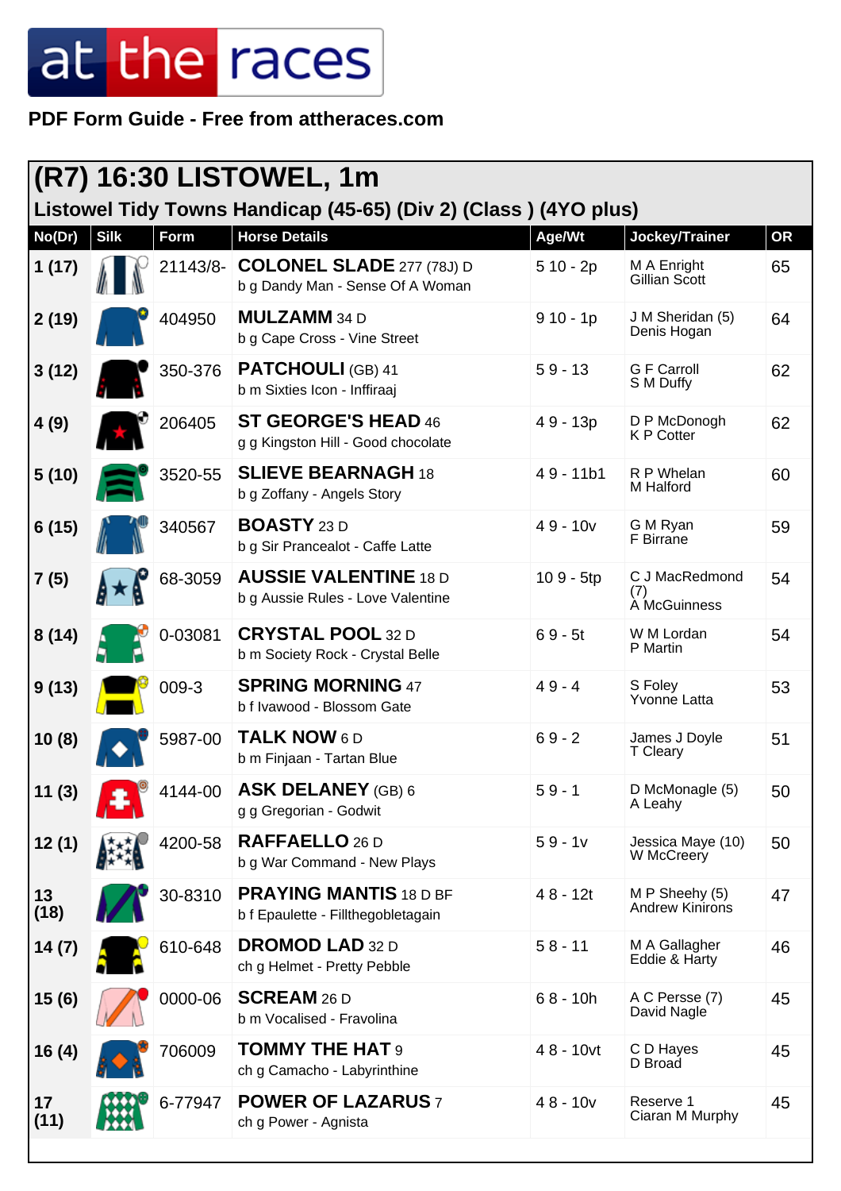# at the races

**PDF Form Guide - Free from attheraces.com**

## (R7) 16:30 LISTOWEL, 1m

### Listowel Tidy Towns Handicap (45-65) (Div 2) (Class ) (4YO plus)

| No(Dr) | Silk | Form | Horse Details | Age/Wt | Jockey/Trainer | OR |
|---|---|---|---|---|---|---|
| 1 (17) | | 21143/8- | **COLONEL SLADE** 277 (78J) D<br>b g Dandy Man - Sense Of A Woman | 5 10 - 2p | M A Enright<br>Gillian Scott | 65 |
| 2 (19) | | 404950 | **MULZAMM** 34 D<br>b g Cape Cross - Vine Street | 9 10 - 1p | J M Sheridan (5)<br>Denis Hogan | 64 |
| 3 (12) | | 350-376 | **PATCHOULI** (GB) 41<br>b m Sixties Icon - Inffiraaj | 5 9 - 13 | G F Carroll<br>S M Duffy | 62 |
| 4 (9) | | 206405 | **ST GEORGE'S HEAD** 46<br>g g Kingston Hill - Good chocolate | 4 9 - 13p | D P McDonogh<br>K P Cotter | 62 |
| 5 (10) | | 3520-55 | **SLIEVE BEARNAGH** 18<br>b g Zoffany - Angels Story | 4 9 - 11b1 | R P Whelan<br>M Halford | 60 |
| 6 (15) | | 340567 | **BOASTY** 23 D<br>b g Sir Prancealot - Caffe Latte | 4 9 - 10v | G M Ryan<br>F Birrane | 59 |
| 7 (5) | | 68-3059 | **AUSSIE VALENTINE** 18 D<br>b g Aussie Rules - Love Valentine | 10 9 - 5tp | C J MacRedmond (7)<br>A McGuinness | 54 |
| 8 (14) | | 0-03081 | **CRYSTAL POOL** 32 D<br>b m Society Rock - Crystal Belle | 6 9 - 5t | W M Lordan<br>P Martin | 54 |
| 9 (13) | | 009-3 | **SPRING MORNING** 47<br>b f Ivawood - Blossom Gate | 4 9 - 4 | S Foley<br>Yvonne Latta | 53 |
| 10 (8) | | 5987-00 | **TALK NOW** 6 D<br>b m Finjaan - Tartan Blue | 6 9 - 2 | James J Doyle<br>T Cleary | 51 |
| 11 (3) | | 4144-00 | **ASK DELANEY** (GB) 6<br>g g Gregorian - Godwit | 5 9 - 1 | D McMonagle (5)<br>A Leahy | 50 |
| 12 (1) | | 4200-58 | **RAFFAELLO** 26 D<br>b g War Command - New Plays | 5 9 - 1v | Jessica Maye (10)<br>W McCreery | 50 |
| 13 (18) | | 30-8310 | **PRAYING MANTIS** 18 D BF<br>b f Epaulette - Fillthegobletagain | 4 8 - 12t | M P Sheehy (5)<br>Andrew Kinirons | 47 |
| 14 (7) | | 610-648 | **DROMOD LAD** 32 D<br>ch g Helmet - Pretty Pebble | 5 8 - 11 | M A Gallagher<br>Eddie & Harty | 46 |
| 15 (6) | | 0000-06 | **SCREAM** 26 D<br>b m Vocalised - Fravolina | 6 8 - 10h | A C Persse (7)<br>David Nagle | 45 |
| 16 (4) | | 706009 | **TOMMY THE HAT** 9<br>ch g Camacho - Labyrinthine | 4 8 - 10vt | C D Hayes<br>D Broad | 45 |
| 17 (11) | | 6-77947 | **POWER OF LAZARUS** 7<br>ch g Power - Agnista | 4 8 - 10v | Reserve 1<br>Ciaran M Murphy | 45 |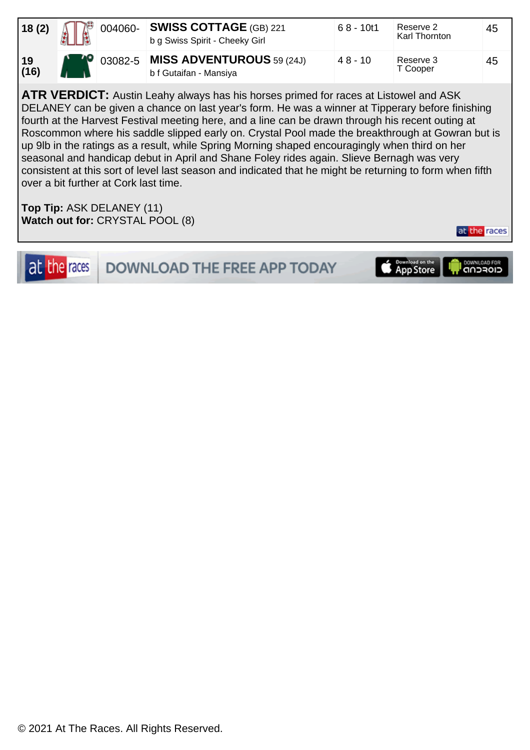| | | | | | | |
|---|---|---|---|---|---|---|
| 18 (2) | | 004060- | **SWISS COTTAGE** (GB) 221<br>b g Swiss Spirit - Cheeky Girl | 6 8 - 10t1 | Reserve 2<br>Karl Thornton | 45 |
| 19 (16) | | 03082-5 | **MISS ADVENTUROUS** 59 (24J)<br>b f Gutaifan - Mansiya | 4 8 - 10 | Reserve 3<br>T Cooper | 45 |

**ATR VERDICT:** Austin Leahy always has his horses primed for races at Listowel and ASK DELANEY can be given a chance on last year's form. He was a winner at Tipperary before finishing fourth at the Harvest Festival meeting here, and a line can be drawn through his recent outing at Roscommon where his saddle slipped early on. Crystal Pool made the breakthrough at Gowran but is up 9lb in the ratings as a result, while Spring Morning shaped encouragingly when third on her seasonal and handicap debut in April and Shane Foley rides again. Slieve Bernagh was very consistent at this sort of level last season and indicated that he might be returning to form when fifth over a bit further at Cork last time.

**Top Tip:** ASK DELANEY (11)
**Watch out for:** CRYSTAL POOL (8)

DOWNLOAD THE FREE APP TODAY

© 2021 At The Races. All Rights Reserved.